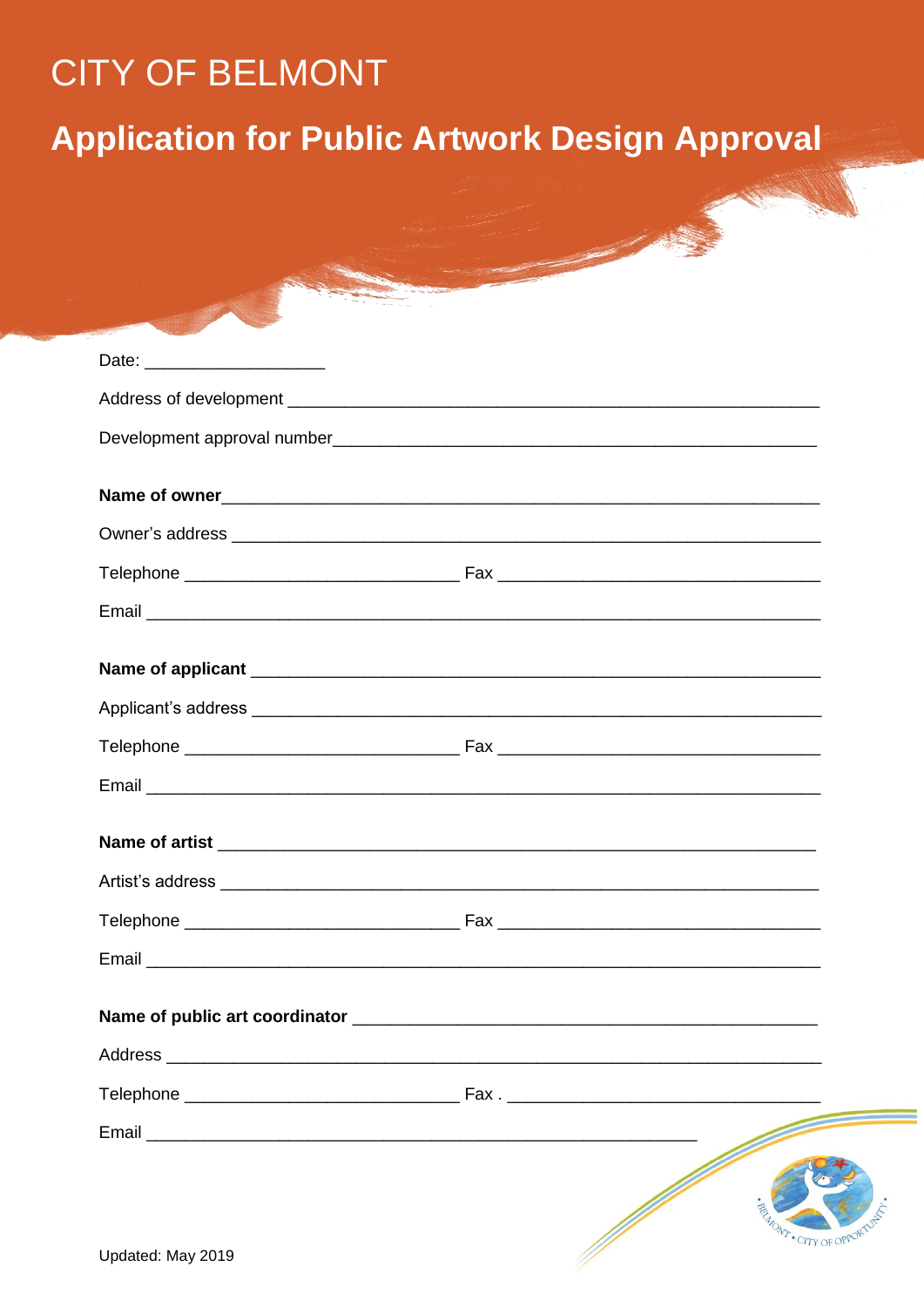# CITY OF BELMONT

## Application for Public Artwork Design Approval

Date: ___________________

Address of development ________________________________________________________

Development approval number__________________________________________________

**Name of owner**______________________________________________________________

Owner's address _______________________________________________________________

Telephone ____________________________ Fax __________________________________

Email ________________________________________________________________________

**Name of applicant** ___________________________________________________________

Applicant's address ____________________________________________________________

Telephone ____________________________ Fax __________________________________

Email ________________________________________________________________________

**Name of artist** ________________________________________________________________

Artist's address _______________________________________________________________

Telephone ____________________________ Fax __________________________________

Email ________________________________________________________________________

**Name of public art coordinator** ________________________________________________

Address ______________________________________________________________________

Telephone ____________________________ Fax . _________________________________

Email __________________________________________________________

Updated: May 2019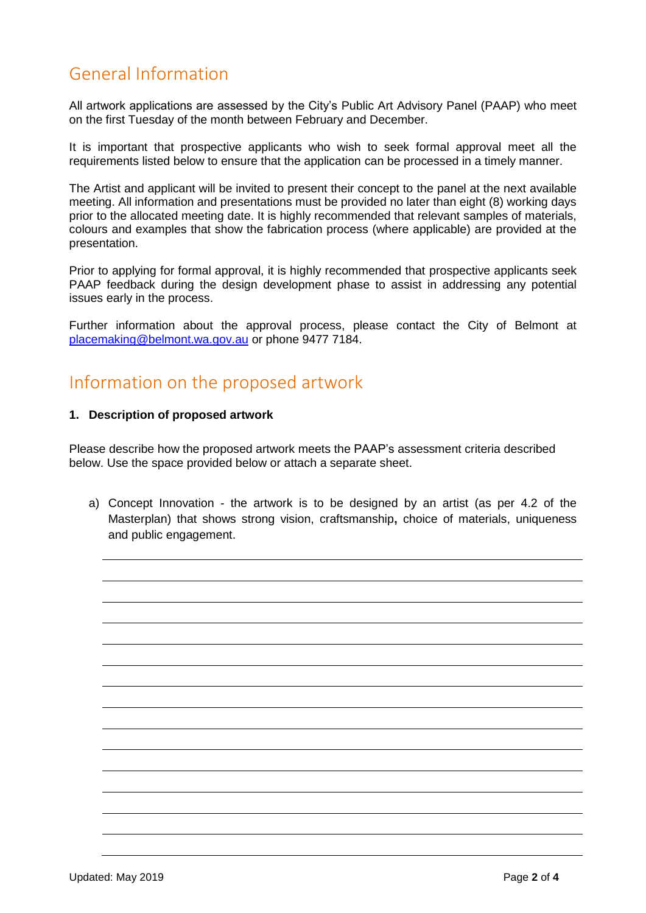# General Information

All artwork applications are assessed by the City's Public Art Advisory Panel (PAAP) who meet on the first Tuesday of the month between February and December.

It is important that prospective applicants who wish to seek formal approval meet all the requirements listed below to ensure that the application can be processed in a timely manner.

The Artist and applicant will be invited to present their concept to the panel at the next available meeting. All information and presentations must be provided no later than eight (8) working days prior to the allocated meeting date. It is highly recommended that relevant samples of materials, colours and examples that show the fabrication process (where applicable) are provided at the presentation.

Prior to applying for formal approval, it is highly recommended that prospective applicants seek PAAP feedback during the design development phase to assist in addressing any potential issues early in the process.

Further information about the approval process, please contact the City of Belmont at placemaking@belmont.wa.gov.au or phone 9477 7184.

# Information on the proposed artwork

**1. Description of proposed artwork**

Please describe how the proposed artwork meets the PAAP's assessment criteria described below. Use the space provided below or attach a separate sheet.

a) Concept Innovation - the artwork is to be designed by an artist (as per 4.2 of the Masterplan) that shows strong vision, craftsmanship**,** choice of materials, uniqueness and public engagement.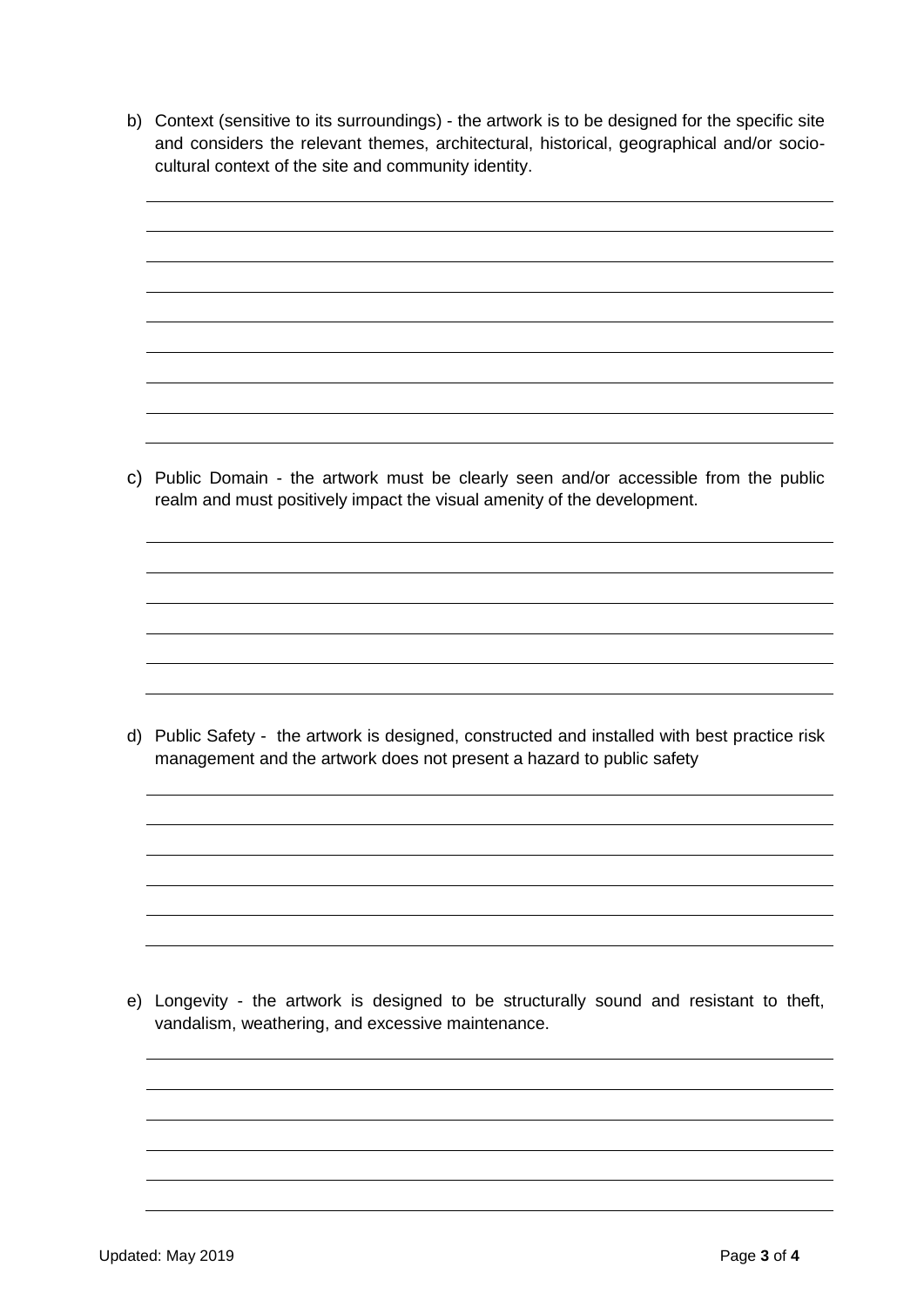b) Context (sensitive to its surroundings) - the artwork is to be designed for the specific site and considers the relevant themes, architectural, historical, geographical and/or socio-cultural context of the site and community identity.

c) Public Domain - the artwork must be clearly seen and/or accessible from the public realm and must positively impact the visual amenity of the development.

d) Public Safety - the artwork is designed, constructed and installed with best practice risk management and the artwork does not present a hazard to public safety

e) Longevity - the artwork is designed to be structurally sound and resistant to theft, vandalism, weathering, and excessive maintenance.

Updated: May 2019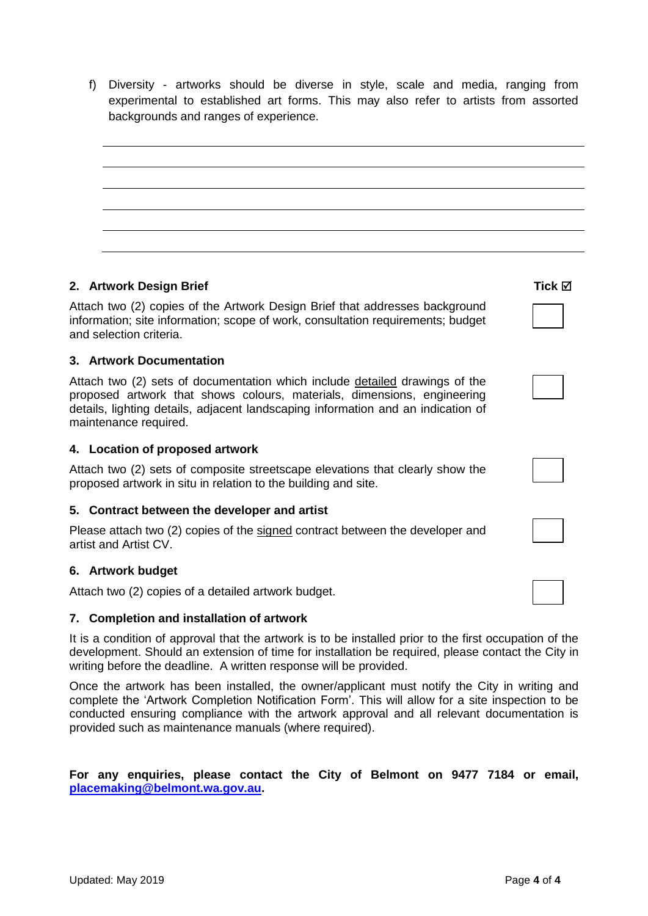f) Diversity - artworks should be diverse in style, scale and media, ranging from experimental to established art forms. This may also refer to artists from assorted backgrounds and ranges of experience.

_______________________________________________

_______________________________________________

_______________________________________________

_______________________________________________

_______________________________________________

_______________________________________________

### 2. Artwork Design Brief

**Tick ☑**

Attach two (2) copies of the Artwork Design Brief that addresses background information; site information; scope of work, consultation requirements; budget and selection criteria. ☐

### 3. Artwork Documentation

Attach two (2) sets of documentation which include detailed drawings of the proposed artwork that shows colours, materials, dimensions, engineering details, lighting details, adjacent landscaping information and an indication of maintenance required. ☐

### 4. Location of proposed artwork

Attach two (2) sets of composite streetscape elevations that clearly show the proposed artwork in situ in relation to the building and site. ☐

### 5. Contract between the developer and artist

Please attach two (2) copies of the signed contract between the developer and artist and Artist CV. ☐

### 6. Artwork budget

Attach two (2) copies of a detailed artwork budget. ☐

### 7. Completion and installation of artwork

It is a condition of approval that the artwork is to be installed prior to the first occupation of the development. Should an extension of time for installation be required, please contact the City in writing before the deadline. A written response will be provided.

Once the artwork has been installed, the owner/applicant must notify the City in writing and complete the 'Artwork Completion Notification Form'. This will allow for a site inspection to be conducted ensuring compliance with the artwork approval and all relevant documentation is provided such as maintenance manuals (where required).

**For any enquiries, please contact the City of Belmont on 9477 7184 or email, placemaking@belmont.wa.gov.au.**

Updated: May 2019